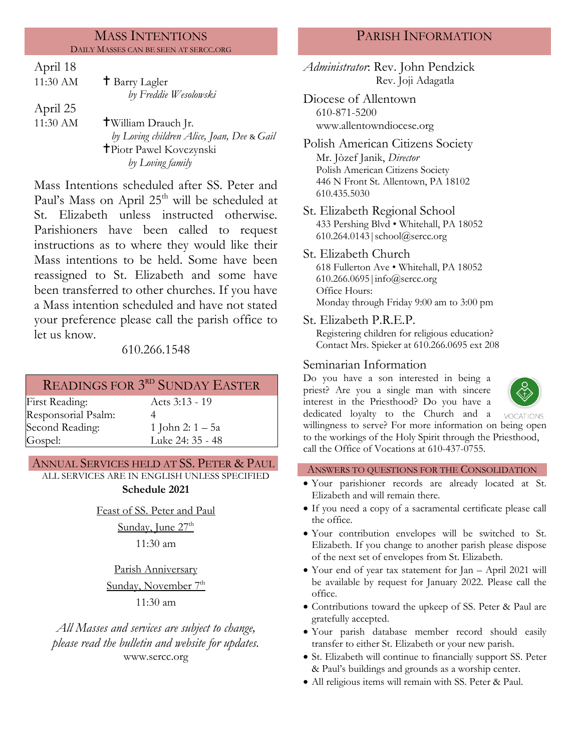## Mass Intentions

Daily Masses can be seen at SERCC.ORG

April 18

11:30 AM — ✝ Barry Lagler
*by Freddie Wesolowski*

April 25

11:30 AM — ✝William Drauch Jr.
*by Loving children Alice, Joan, Dee & Gail*
✝Piotr Pawel Kovczynski
*by Loving family*

Mass Intentions scheduled after SS. Peter and Paul's Mass on April 25th will be scheduled at St. Elizabeth unless instructed otherwise. Parishioners have been called to request instructions as to where they would like their Mass intentions to be held. Some have been reassigned to St. Elizabeth and some have been transferred to other churches. If you have a Mass intention scheduled and have not stated your preference please call the parish office to let us know.

610.266.1548

## Readings for 3rd Sunday Easter

| | |
|---|---|
| First Reading: | Acts 3:13 - 19 |
| Responsorial Psalm: | 4 |
| Second Reading: | 1 John 2: 1 – 5a |
| Gospel: | Luke 24: 35 - 48 |

## Annual Services held at SS. Peter & Paul

All services are in English unless specified

**Schedule 2021**

Feast of SS. Peter and Paul
Sunday, June 27th
11:30 am

Parish Anniversary
Sunday, November 7th
11:30 am

*All Masses and services are subject to change, please read the bulletin and website for updates.*
www.sercc.org

## Parish Information

*Administrator*: Rev. John Pendzick
Rev. Joji Adagatla

**Diocese of Allentown**
610-871-5200
www.allentowndiocese.org

**Polish American Citizens Society**
Mr. Jòzef Janik, *Director*
Polish American Citizens Society
446 N Front St. Allentown, PA 18102
610.435.5030

**St. Elizabeth Regional School**
433 Pershing Blvd • Whitehall, PA 18052
610.264.0143 | school@sercc.org

**St. Elizabeth Church**
618 Fullerton Ave • Whitehall, PA 18052
610.266.0695 | info@sercc.org
Office Hours:
Monday through Friday 9:00 am to 3:00 pm

**St. Elizabeth P.R.E.P.**
Registering children for religious education?
Contact Mrs. Spieker at 610.266.0695 ext 208

**Seminarian Information**

Do you have a son interested in being a priest? Are you a single man with sincere interest in the Priesthood? Do you have a dedicated loyalty to the Church and a willingness to serve? For more information on being open to the workings of the Holy Spirit through the Priesthood, call the Office of Vocations at 610-437-0755.

## Answers to Questions for the Consolidation

- Your parishioner records are already located at St. Elizabeth and will remain there.
- If you need a copy of a sacramental certificate please call the office.
- Your contribution envelopes will be switched to St. Elizabeth. If you change to another parish please dispose of the next set of envelopes from St. Elizabeth.
- Your end of year tax statement for Jan – April 2021 will be available by request for January 2022. Please call the office.
- Contributions toward the upkeep of SS. Peter & Paul are gratefully accepted.
- Your parish database member record should easily transfer to either St. Elizabeth or your new parish.
- St. Elizabeth will continue to financially support SS. Peter & Paul's buildings and grounds as a worship center.
- All religious items will remain with SS. Peter & Paul.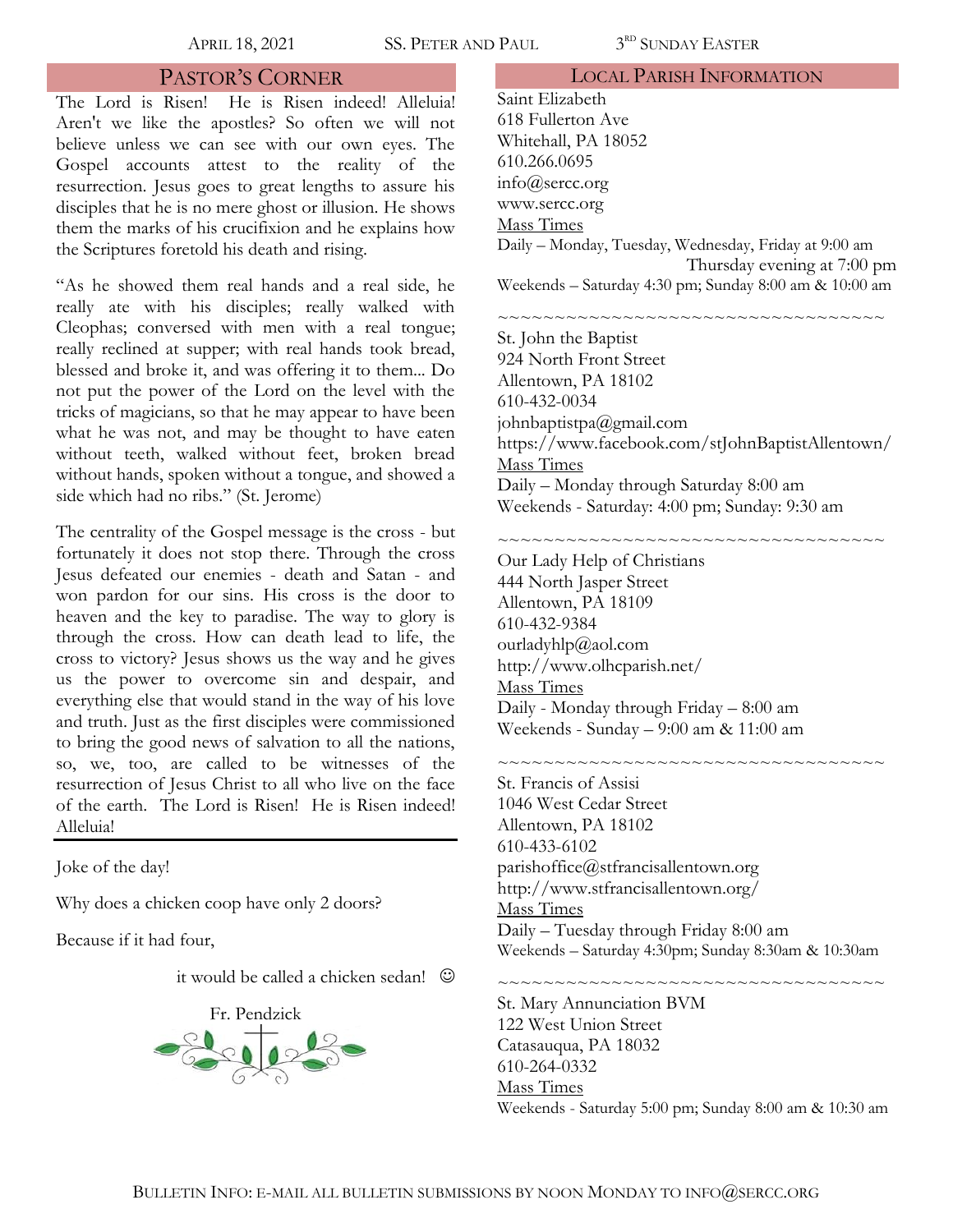## Pastor's Corner

The Lord is Risen! He is Risen indeed! Alleluia! Aren't we like the apostles? So often we will not believe unless we can see with our own eyes. The Gospel accounts attest to the reality of the resurrection. Jesus goes to great lengths to assure his disciples that he is no mere ghost or illusion. He shows them the marks of his crucifixion and he explains how the Scriptures foretold his death and rising.

"As he showed them real hands and a real side, he really ate with his disciples; really walked with Cleophas; conversed with men with a real tongue; really reclined at supper; with real hands took bread, blessed and broke it, and was offering it to them... Do not put the power of the Lord on the level with the tricks of magicians, so that he may appear to have been what he was not, and may be thought to have eaten without teeth, walked without feet, broken bread without hands, spoken without a tongue, and showed a side which had no ribs." (St. Jerome)

The centrality of the Gospel message is the cross - but fortunately it does not stop there. Through the cross Jesus defeated our enemies - death and Satan - and won pardon for our sins. His cross is the door to heaven and the key to paradise. The way to glory is through the cross. How can death lead to life, the cross to victory? Jesus shows us the way and he gives us the power to overcome sin and despair, and everything else that would stand in the way of his love and truth. Just as the first disciples were commissioned to bring the good news of salvation to all the nations, so, we, too, are called to be witnesses of the resurrection of Jesus Christ to all who live on the face of the earth. The Lord is Risen! He is Risen indeed! Alleluia!

---

Joke of the day!

Why does a chicken coop have only 2 doors?

Because if it had four,

it would be called a chicken sedan! ☺

Fr. Pendzick

## Local Parish Information

Saint Elizabeth
618 Fullerton Ave
Whitehall, PA 18052
610.266.0695
info@sercc.org
www.sercc.org

Mass Times
Daily – Monday, Tuesday, Wednesday, Friday at 9:00 am
Thursday evening at 7:00 pm
Weekends – Saturday 4:30 pm; Sunday 8:00 am & 10:00 am

~~~~~~~~~~~~~~~~~~~~~~~~~~~~~~~~~~~~

St. John the Baptist
924 North Front Street
Allentown, PA 18102
610-432-0034
johnbaptistpa@gmail.com
https://www.facebook.com/stJohnBaptistAllentown/

Mass Times
Daily – Monday through Saturday 8:00 am
Weekends - Saturday: 4:00 pm; Sunday: 9:30 am

~~~~~~~~~~~~~~~~~~~~~~~~~~~~~~~~~~~~

Our Lady Help of Christians
444 North Jasper Street
Allentown, PA 18109
610-432-9384
ourladyhlp@aol.com
http://www.olhcparish.net/

Mass Times
Daily - Monday through Friday – 8:00 am
Weekends - Sunday – 9:00 am & 11:00 am

~~~~~~~~~~~~~~~~~~~~~~~~~~~~~~~~~~~~

St. Francis of Assisi
1046 West Cedar Street
Allentown, PA 18102
610-433-6102
parishoffice@stfrancisallentown.org
http://www.stfrancisallentown.org/

Mass Times
Daily – Tuesday through Friday 8:00 am
Weekends – Saturday 4:30pm; Sunday 8:30am & 10:30am

~~~~~~~~~~~~~~~~~~~~~~~~~~~~~~~~~~~~

St. Mary Annunciation BVM
122 West Union Street
Catasauqua, PA 18032
610-264-0332

Mass Times
Weekends - Saturday 5:00 pm; Sunday 8:00 am & 10:30 am

BULLETIN INFO: E-MAIL ALL BULLETIN SUBMISSIONS BY NOON MONDAY TO INFO@SERCC.ORG